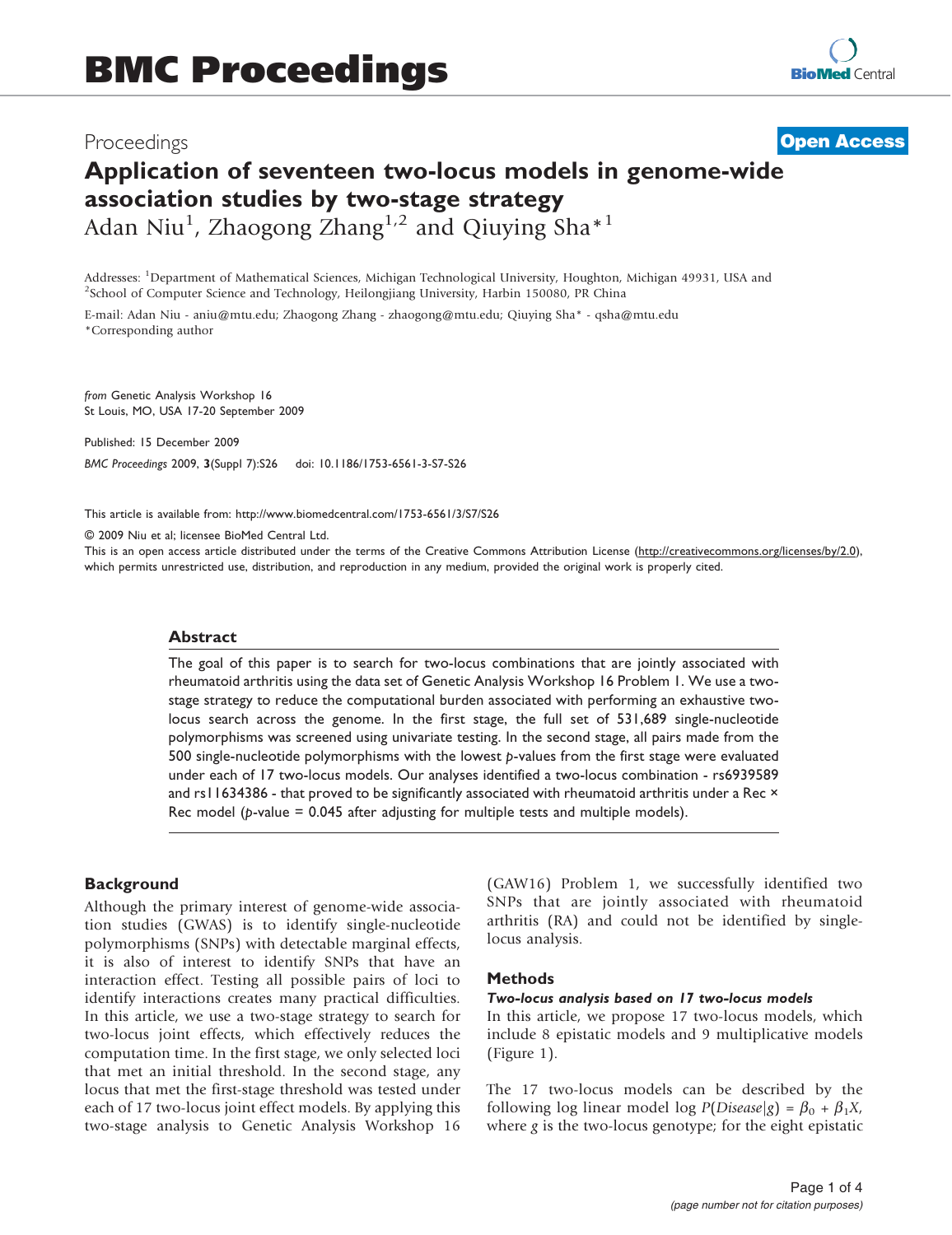# BMC Proceedings

Proceedings

**Open Access**

# Application of seventeen two-locus models in genome-wide association studies by two-stage strategy

Adan Niu[1], Zhaogong Zhang[1,2] and Qiuying Sha*[1]

Addresses: [1]Department of Mathematical Sciences, Michigan Technological University, Houghton, Michigan 49931, USA and [2]School of Computer Science and Technology, Heilongjiang University, Harbin 150080, PR China

E-mail: Adan Niu - aniu@mtu.edu; Zhaogong Zhang - zhaogong@mtu.edu; Qiuying Sha* - qsha@mtu.edu
*Corresponding author

*from* Genetic Analysis Workshop 16
St Louis, MO, USA 17-20 September 2009

Published: 15 December 2009

*BMC Proceedings* 2009, **3**(Suppl 7):S26 doi: 10.1186/1753-6561-3-S7-S26

This article is available from: http://www.biomedcentral.com/1753-6561/3/S7/S26

© 2009 Niu et al; licensee BioMed Central Ltd.
This is an open access article distributed under the terms of the Creative Commons Attribution License (http://creativecommons.org/licenses/by/2.0), which permits unrestricted use, distribution, and reproduction in any medium, provided the original work is properly cited.

## Abstract

The goal of this paper is to search for two-locus combinations that are jointly associated with rheumatoid arthritis using the data set of Genetic Analysis Workshop 16 Problem 1. We use a two-stage strategy to reduce the computational burden associated with performing an exhaustive two-locus search across the genome. In the first stage, the full set of 531,689 single-nucleotide polymorphisms was screened using univariate testing. In the second stage, all pairs made from the 500 single-nucleotide polymorphisms with the lowest *p*-values from the first stage were evaluated under each of 17 two-locus models. Our analyses identified a two-locus combination - rs6939589 and rs11634386 - that proved to be significantly associated with rheumatoid arthritis under a Rec × Rec model (*p*-value = 0.045 after adjusting for multiple tests and multiple models).

## Background

Although the primary interest of genome-wide association studies (GWAS) is to identify single-nucleotide polymorphisms (SNPs) with detectable marginal effects, it is also of interest to identify SNPs that have an interaction effect. Testing all possible pairs of loci to identify interactions creates many practical difficulties. In this article, we use a two-stage strategy to search for two-locus joint effects, which effectively reduces the computation time. In the first stage, we only selected loci that met an initial threshold. In the second stage, any locus that met the first-stage threshold was tested under each of 17 two-locus joint effect models. By applying this two-stage analysis to Genetic Analysis Workshop 16 (GAW16) Problem 1, we successfully identified two SNPs that are jointly associated with rheumatoid arthritis (RA) and could not be identified by single-locus analysis.

## Methods

### *Two-locus analysis based on 17 two-locus models*

In this article, we propose 17 two-locus models, which include 8 epistatic models and 9 multiplicative models (Figure 1).

The 17 two-locus models can be described by the following log linear model $\log P(Disease|g) = \beta_0 + \beta_1 X$, where $g$ is the two-locus genotype; for the eight epistatic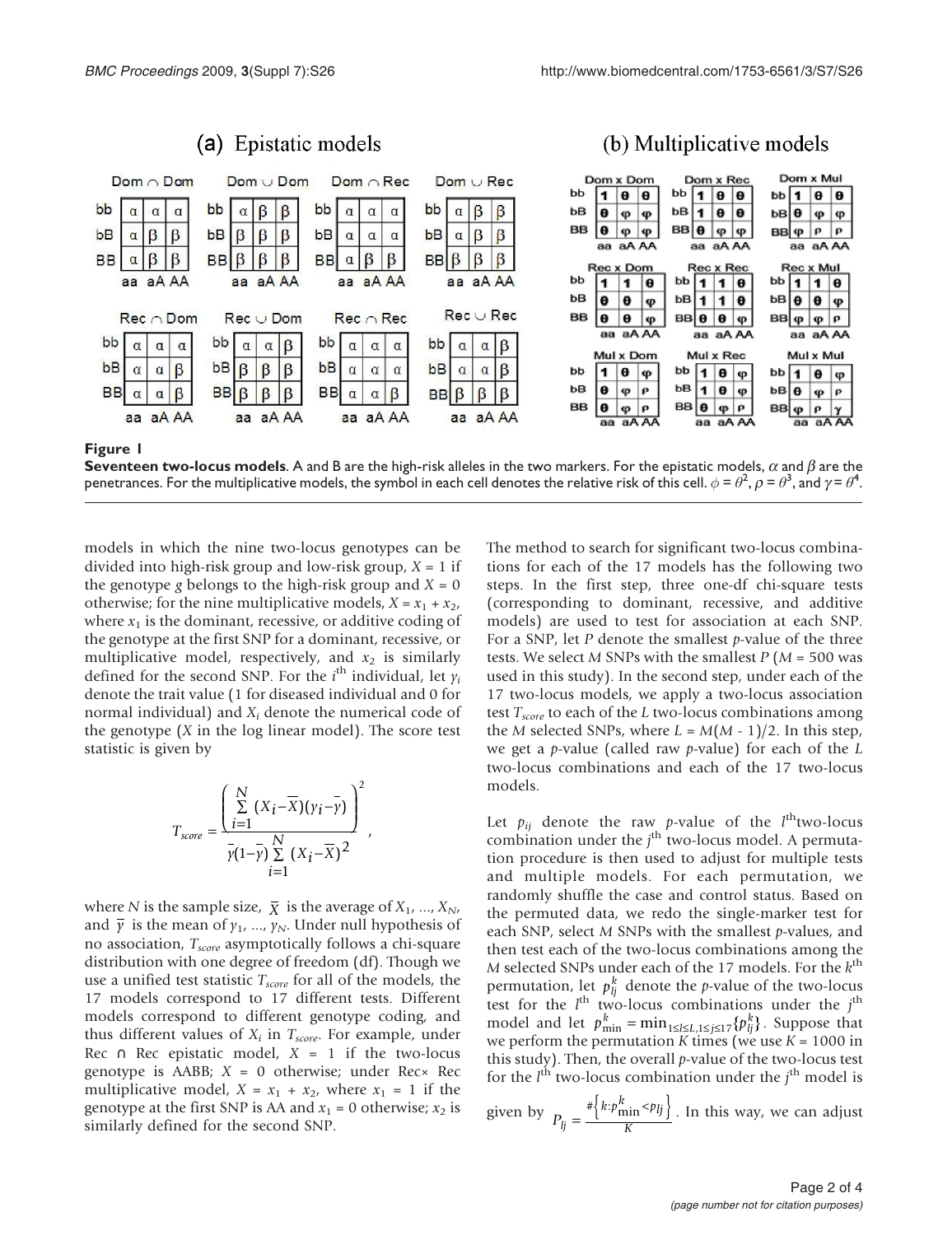**Figure 1**

**Seventeen two-locus models**. A and B are the high-risk alleles in the two markers. For the epistatic models, $\alpha$ and $\beta$ are the penetrances. For the multiplicative models, the symbol in each cell denotes the relative risk of this cell. $\phi = \theta^2$, $\rho = \theta^3$, and $\gamma = \theta^4$.

models in which the nine two-locus genotypes can be divided into high-risk group and low-risk group, $X = 1$ if the genotype $g$ belongs to the high-risk group and $X = 0$ otherwise; for the nine multiplicative models, $X = x_1 + x_2$, where $x_1$ is the dominant, recessive, or additive coding of the genotype at the first SNP for a dominant, recessive, or multiplicative model, respectively, and $x_2$ is similarly defined for the second SNP. For the $i^{\text{th}}$ individual, let $y_i$ denote the trait value (1 for diseased individual and 0 for normal individual) and $X_i$ denote the numerical code of the genotype ($X$ in the log linear model). The score test statistic is given by

$$T_{score} = \frac{\left( \sum_{i=1}^{N} (X_i - \overline{X})(y_i - \overline{y}) \right)^2}{\overline{y}(1-\overline{y}) \sum_{i=1}^{N} (X_i - \overline{X})^2},$$

where $N$ is the sample size, $\overline{X}$ is the average of $X_1, \ldots, X_N$, and $\overline{y}$ is the mean of $y_1, \ldots, y_N$. Under null hypothesis of no association, $T_{score}$ asymptotically follows a chi-square distribution with one degree of freedom (df). Though we use a unified test statistic $T_{score}$ for all of the models, the 17 models correspond to 17 different tests. Different models correspond to different genotype coding, and thus different values of $X_i$ in $T_{score}$. For example, under Rec ∩ Rec epistatic model, $X = 1$ if the two-locus genotype is AABB; $X = 0$ otherwise; under Rec× Rec multiplicative model, $X = x_1 + x_2$, where $x_1 = 1$ if the genotype at the first SNP is AA and $x_1 = 0$ otherwise; $x_2$ is similarly defined for the second SNP.

The method to search for significant two-locus combinations for each of the 17 models has the following two steps. In the first step, three one-df chi-square tests (corresponding to dominant, recessive, and additive models) are used to test for association at each SNP. For a SNP, let $P$ denote the smallest $p$-value of the three tests. We select $M$ SNPs with the smallest $P$ ($M = 500$ was used in this study). In the second step, under each of the 17 two-locus models, we apply a two-locus association test $T_{score}$ to each of the $L$ two-locus combinations among the $M$ selected SNPs, where $L = M(M - 1)/2$. In this step, we get a $p$-value (called raw $p$-value) for each of the $L$ two-locus combinations and each of the 17 two-locus models.

Let $p_{lj}$ denote the raw $p$-value of the $l^{\text{th}}$two-locus combination under the $j^{\text{th}}$ two-locus model. A permutation procedure is then used to adjust for multiple tests and multiple models. For each permutation, we randomly shuffle the case and control status. Based on the permuted data, we redo the single-marker test for each SNP, select $M$ SNPs with the smallest $p$-values, and then test each of the two-locus combinations among the $M$ selected SNPs under each of the 17 models. For the $k^{\text{th}}$ permutation, let $p_{lj}^k$ denote the $p$-value of the two-locus test for the $l^{\text{th}}$ two-locus combinations under the $j^{\text{th}}$ model and let $p_{\min}^k = \min_{1 \le l \le L, 1 \le j \le 17}\{p_{lj}^k\}$. Suppose that we perform the permutation $K$ times (we use $K = 1000$ in this study). Then, the overall $p$-value of the two-locus test for the $l^{\text{th}}$ two-locus combination under the $j^{\text{th}}$ model is given by $P_{lj} = \frac{\#\{k : p_{\min}^k < p_{lj}\}}{K}$. In this way, we can adjust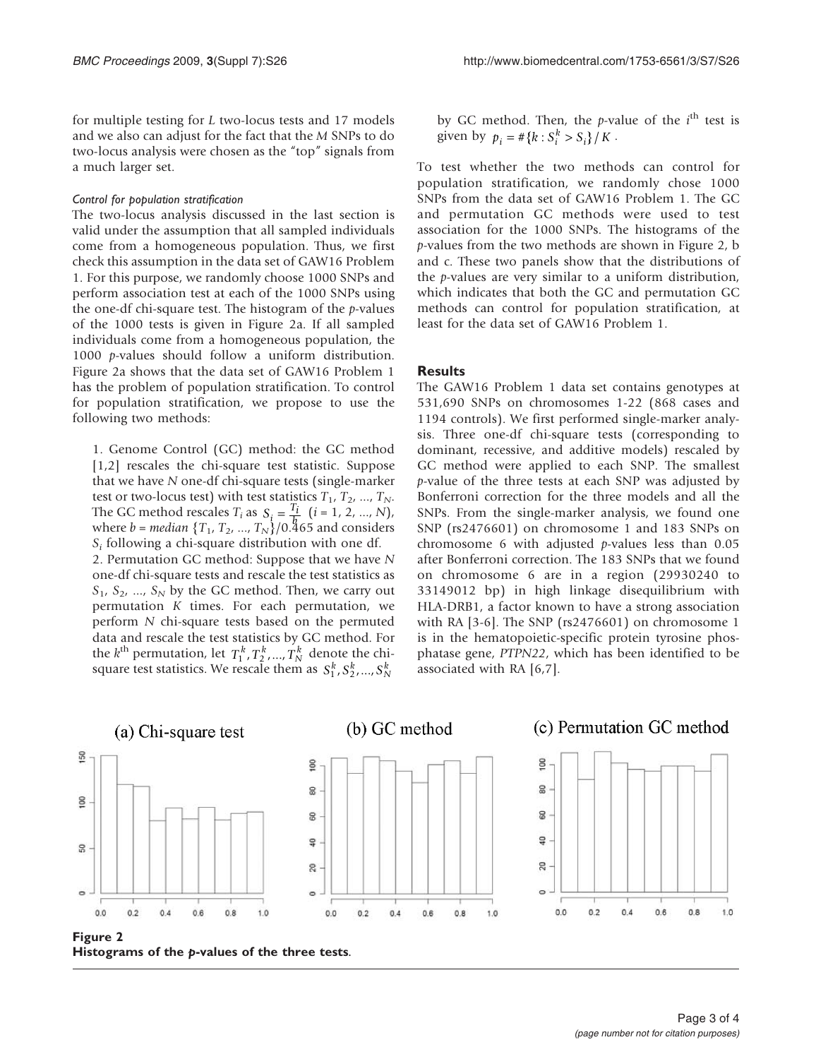for multiple testing for $L$ two-locus tests and 17 models and we also can adjust for the fact that the $M$ SNPs to do two-locus analysis were chosen as the "top" signals from a much larger set.

#### Control for population stratification

The two-locus analysis discussed in the last section is valid under the assumption that all sampled individuals come from a homogeneous population. Thus, we first check this assumption in the data set of GAW16 Problem 1. For this purpose, we randomly choose 1000 SNPs and perform association test at each of the 1000 SNPs using the one-df chi-square test. The histogram of the $p$-values of the 1000 tests is given in Figure 2a. If all sampled individuals come from a homogeneous population, the 1000 $p$-values should follow a uniform distribution. Figure 2a shows that the data set of GAW16 Problem 1 has the problem of population stratification. To control for population stratification, we propose to use the following two methods:

1. Genome Control (GC) method: the GC method [1,2] rescales the chi-square test statistic. Suppose that we have $N$ one-df chi-square tests (single-marker test or two-locus test) with test statistics $T_1, T_2, ..., T_N$. The GC method rescales $T_i$ as $S_i = \frac{T_i}{b}$ ($i = 1, 2, ..., N$), where $b = median\ \{T_1, T_2, ..., T_N\}/0.465$ and considers $S_i$ following a chi-square distribution with one df.
2. Permutation GC method: Suppose that we have $N$ one-df chi-square tests and rescale the test statistics as $S_1, S_2, ..., S_N$ by the GC method. Then, we carry out permutation $K$ times. For each permutation, we perform $N$ chi-square tests based on the permuted data and rescale the test statistics by GC method. For the $k^{\text{th}}$ permutation, let $T_1^k, T_2^k, ..., T_N^k$ denote the chi-square test statistics. We rescale them as $S_1^k, S_2^k, ..., S_N^k$ by GC method. Then, the $p$-value of the $i^{\text{th}}$ test is given by $p_i = \#\{k : S_i^k > S_i\}/K$.

To test whether the two methods can control for population stratification, we randomly chose 1000 SNPs from the data set of GAW16 Problem 1. The GC and permutation GC methods were used to test association for the 1000 SNPs. The histograms of the $p$-values from the two methods are shown in Figure 2, b and c. These two panels show that the distributions of the $p$-values are very similar to a uniform distribution, which indicates that both the GC and permutation GC methods can control for population stratification, at least for the data set of GAW16 Problem 1.

## Results

The GAW16 Problem 1 data set contains genotypes at 531,690 SNPs on chromosomes 1-22 (868 cases and 1194 controls). We first performed single-marker analysis. Three one-df chi-square tests (corresponding to dominant, recessive, and additive models) rescaled by GC method were applied to each SNP. The smallest $p$-value of the three tests at each SNP was adjusted by Bonferroni correction for the three models and all the SNPs. From the single-marker analysis, we found one SNP (rs2476601) on chromosome 1 and 183 SNPs on chromosome 6 with adjusted $p$-values less than 0.05 after Bonferroni correction. The 183 SNPs that we found on chromosome 6 are in a region (29930240 to 33149012 bp) in high linkage disequilibrium with HLA-DRB1, a factor known to have a strong association with RA [3-6]. The SNP (rs2476601) on chromosome 1 is in the hematopoietic-specific protein tyrosine phosphatase gene, *PTPN22*, which has been identified to be associated with RA [6,7].

**Figure 2**
**Histograms of the *p*-values of the three tests.**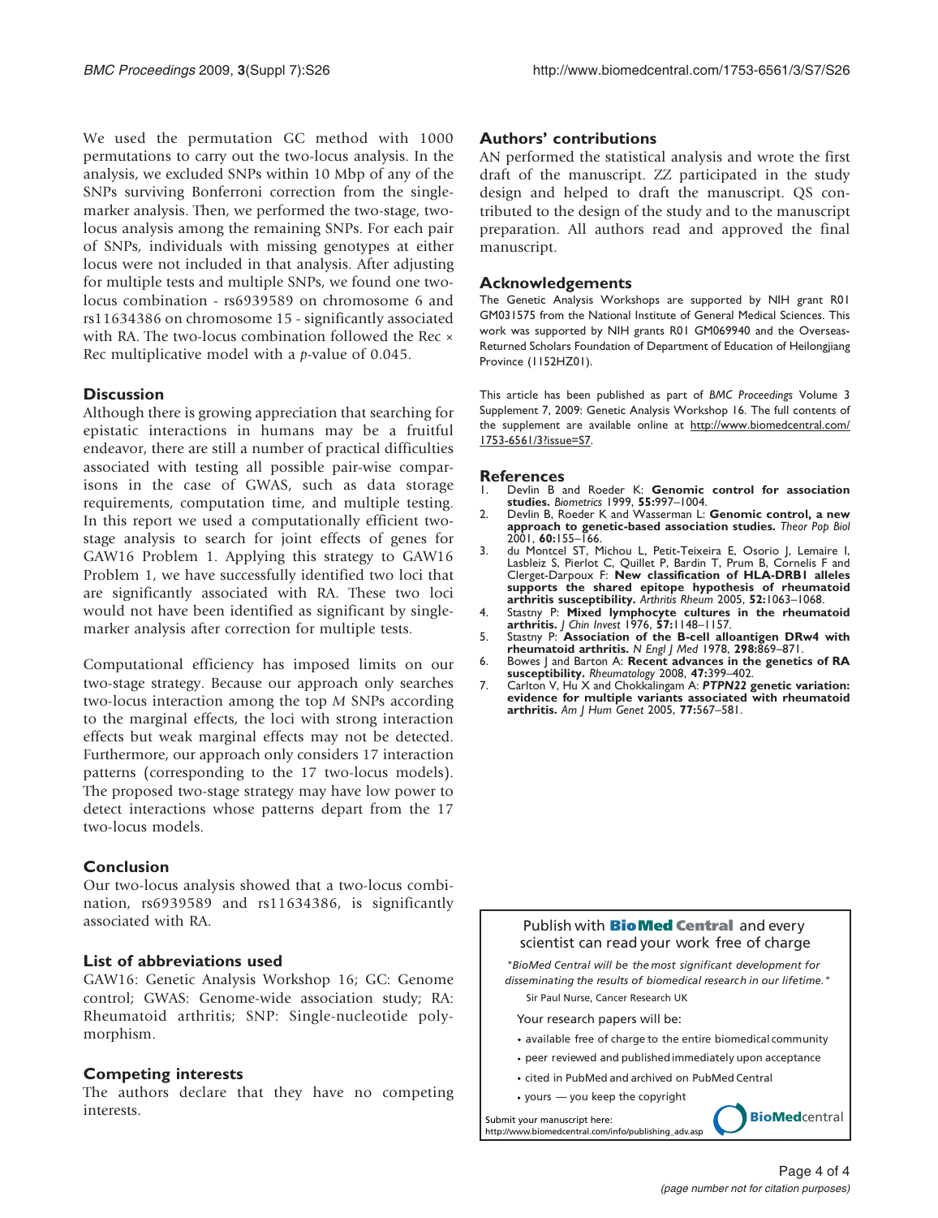We used the permutation GC method with 1000 permutations to carry out the two-locus analysis. In the analysis, we excluded SNPs within 10 Mbp of any of the SNPs surviving Bonferroni correction from the single-marker analysis. Then, we performed the two-stage, two-locus analysis among the remaining SNPs. For each pair of SNPs, individuals with missing genotypes at either locus were not included in that analysis. After adjusting for multiple tests and multiple SNPs, we found one two-locus combination - rs6939589 on chromosome 6 and rs11634386 on chromosome 15 - significantly associated with RA. The two-locus combination followed the Rec × Rec multiplicative model with a $p$-value of 0.045.

## Discussion

Although there is growing appreciation that searching for epistatic interactions in humans may be a fruitful endeavor, there are still a number of practical difficulties associated with testing all possible pair-wise comparisons in the case of GWAS, such as data storage requirements, computation time, and multiple testing. In this report we used a computationally efficient two-stage analysis to search for joint effects of genes for GAW16 Problem 1. Applying this strategy to GAW16 Problem 1, we have successfully identified two loci that are significantly associated with RA. These two loci would not have been identified as significant by single-marker analysis after correction for multiple tests.

Computational efficiency has imposed limits on our two-stage strategy. Because our approach only searches two-locus interaction among the top $M$ SNPs according to the marginal effects, the loci with strong interaction effects but weak marginal effects may not be detected. Furthermore, our approach only considers 17 interaction patterns (corresponding to the 17 two-locus models). The proposed two-stage strategy may have low power to detect interactions whose patterns depart from the 17 two-locus models.

## Conclusion

Our two-locus analysis showed that a two-locus combination, rs6939589 and rs11634386, is significantly associated with RA.

## List of abbreviations used

GAW16: Genetic Analysis Workshop 16; GC: Genome control; GWAS: Genome-wide association study; RA: Rheumatoid arthritis; SNP: Single-nucleotide polymorphism.

## Competing interests

The authors declare that they have no competing interests.

## Authors' contributions

AN performed the statistical analysis and wrote the first draft of the manuscript. ZZ participated in the study design and helped to draft the manuscript. QS contributed to the design of the study and to the manuscript preparation. All authors read and approved the final manuscript.

## Acknowledgements

The Genetic Analysis Workshops are supported by NIH grant R01 GM031575 from the National Institute of General Medical Sciences. This work was supported by NIH grants R01 GM069940 and the Overseas-Returned Scholars Foundation of Department of Education of Heilongjiang Province (1152HZ01).

This article has been published as part of *BMC Proceedings* Volume 3 Supplement 7, 2009: Genetic Analysis Workshop 16. The full contents of the supplement are available online at http://www.biomedcentral.com/1753-6561/3?issue=S7.

## References

1. Devlin B and Roeder K: **Genomic control for association studies.** *Biometrics* 1999, **55:**997–1004.
2. Devlin B, Roeder K and Wasserman L: **Genomic control, a new approach to genetic-based association studies.** *Theor Pop Biol* 2001, **60:**155–166.
3. du Montcel ST, Michou L, Petit-Teixeira E, Osorio J, Lemaire I, Lasbleiz S, Pierlot C, Quillet P, Bardin T, Prum B, Cornelis F and Clerget-Darpoux F: **New classification of HLA-DRB1 alleles supports the shared epitope hypothesis of rheumatoid arthritis susceptibility.** *Arthritis Rheum* 2005, **52:**1063–1068.
4. Stastny P: **Mixed lymphocyte cultures in the rheumatoid arthritis.** *J Chin Invest* 1976, **57:**1148–1157.
5. Stastny P: **Association of the B-cell alloantigen DRw4 with rheumatoid arthritis.** *N Engl J Med* 1978, **298:**869–871.
6. Bowes J and Barton A: **Recent advances in the genetics of RA susceptibility.** *Rheumatology* 2008, **47:**399–402.
7. Carlton V, Hu X and Chokkalingam A: ***PTPN22* genetic variation: evidence for multiple variants associated with rheumatoid arthritis.** *Am J Hum Genet* 2005, **77:**567–581.